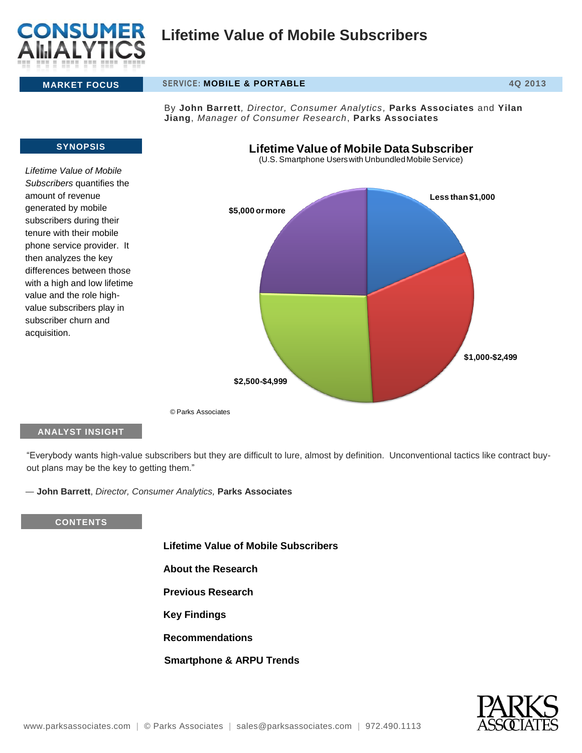# Lifetime Value of Mobile Subscribers

**MARKET FOCUS** | **SERVICE: MOBILE & PORTABLE** | **4Q 2013**

By **John Barrett**, *Director, Consumer Analytics*, **Parks Associates** and **Yilan Jiang**, *Manager of Consumer Research*, **Parks Associates**

## SYNOPSIS

*Lifetime Value of Mobile Subscribers* quantifies the amount of revenue generated by mobile subscribers during their tenure with their mobile phone service provider. It then analyzes the key differences between those with a high and low lifetime value and the role high-value subscribers play in subscriber churn and acquisition.

**Lifetime Value of Mobile Data Subscriber**

(U.S. Smartphone Users with Unbundled Mobile Service)

- Less than $1,000
- $1,000-$2,499
- $2,500-$4,999
- $5,000 or more

© Parks Associates

## ANALYST INSIGHT

"Everybody wants high-value subscribers but they are difficult to lure, almost by definition. Unconventional tactics like contract buy-out plans may be the key to getting them."

— **John Barrett**, *Director, Consumer Analytics,* **Parks Associates**

## CONTENTS

**Lifetime Value of Mobile Subscribers**

**About the Research**

**Previous Research**

**Key Findings**

**Recommendations**

**Smartphone & ARPU Trends**

www.parksassociates.com | © Parks Associates | sales@parksassociates.com | 972.490.1113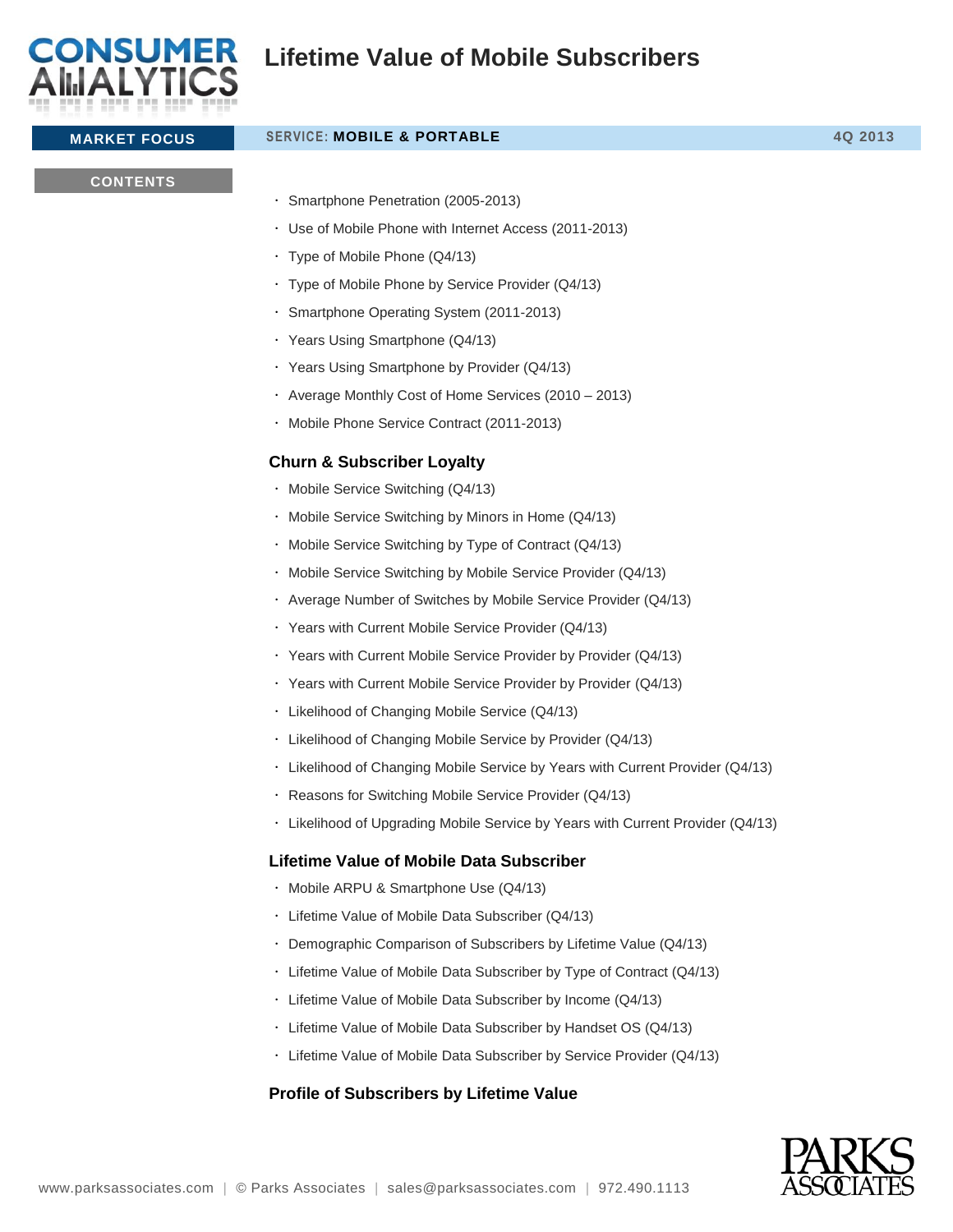# Lifetime Value of Mobile Subscribers

**MARKET FOCUS** | SERVICE: **MOBILE & PORTABLE** | 4Q 2013

**CONTENTS**

- Smartphone Penetration (2005-2013)
- Use of Mobile Phone with Internet Access (2011-2013)
- Type of Mobile Phone (Q4/13)
- Type of Mobile Phone by Service Provider (Q4/13)
- Smartphone Operating System (2011-2013)
- Years Using Smartphone (Q4/13)
- Years Using Smartphone by Provider (Q4/13)
- Average Monthly Cost of Home Services (2010 – 2013)
- Mobile Phone Service Contract (2011-2013)

### Churn & Subscriber Loyalty

- Mobile Service Switching (Q4/13)
- Mobile Service Switching by Minors in Home (Q4/13)
- Mobile Service Switching by Type of Contract (Q4/13)
- Mobile Service Switching by Mobile Service Provider (Q4/13)
- Average Number of Switches by Mobile Service Provider (Q4/13)
- Years with Current Mobile Service Provider (Q4/13)
- Years with Current Mobile Service Provider by Provider (Q4/13)
- Years with Current Mobile Service Provider by Provider (Q4/13)
- Likelihood of Changing Mobile Service (Q4/13)
- Likelihood of Changing Mobile Service by Provider (Q4/13)
- Likelihood of Changing Mobile Service by Years with Current Provider (Q4/13)
- Reasons for Switching Mobile Service Provider (Q4/13)
- Likelihood of Upgrading Mobile Service by Years with Current Provider (Q4/13)

### Lifetime Value of Mobile Data Subscriber

- Mobile ARPU & Smartphone Use (Q4/13)
- Lifetime Value of Mobile Data Subscriber (Q4/13)
- Demographic Comparison of Subscribers by Lifetime Value (Q4/13)
- Lifetime Value of Mobile Data Subscriber by Type of Contract (Q4/13)
- Lifetime Value of Mobile Data Subscriber by Income (Q4/13)
- Lifetime Value of Mobile Data Subscriber by Handset OS (Q4/13)
- Lifetime Value of Mobile Data Subscriber by Service Provider (Q4/13)

### Profile of Subscribers by Lifetime Value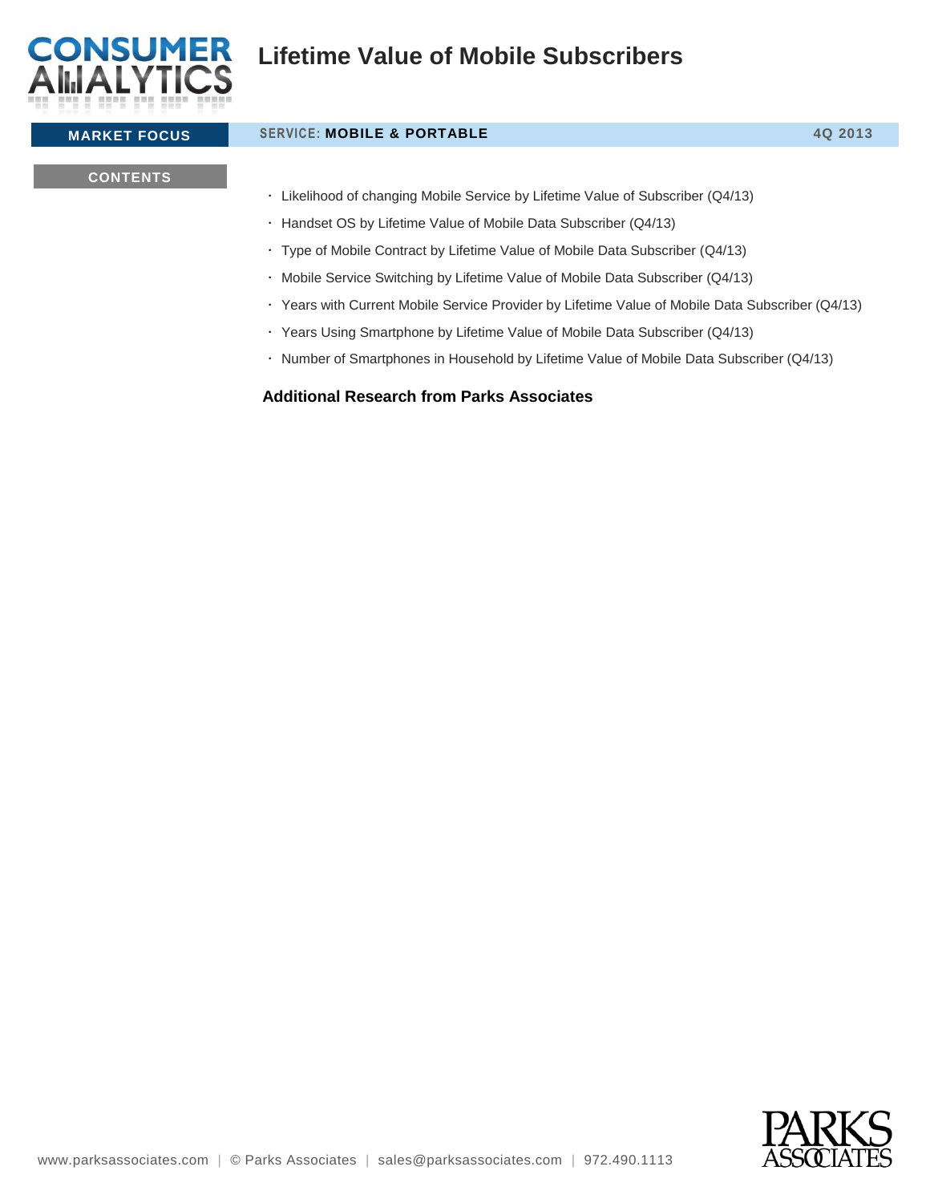# Lifetime Value of Mobile Subscribers

**MARKET FOCUS** | SERVICE: **MOBILE & PORTABLE** | 4Q 2013

**CONTENTS**

- Likelihood of changing Mobile Service by Lifetime Value of Subscriber (Q4/13)
- Handset OS by Lifetime Value of Mobile Data Subscriber (Q4/13)
- Type of Mobile Contract by Lifetime Value of Mobile Data Subscriber (Q4/13)
- Mobile Service Switching by Lifetime Value of Mobile Data Subscriber (Q4/13)
- Years with Current Mobile Service Provider by Lifetime Value of Mobile Data Subscriber (Q4/13)
- Years Using Smartphone by Lifetime Value of Mobile Data Subscriber (Q4/13)
- Number of Smartphones in Household by Lifetime Value of Mobile Data Subscriber (Q4/13)

**Additional Research from Parks Associates**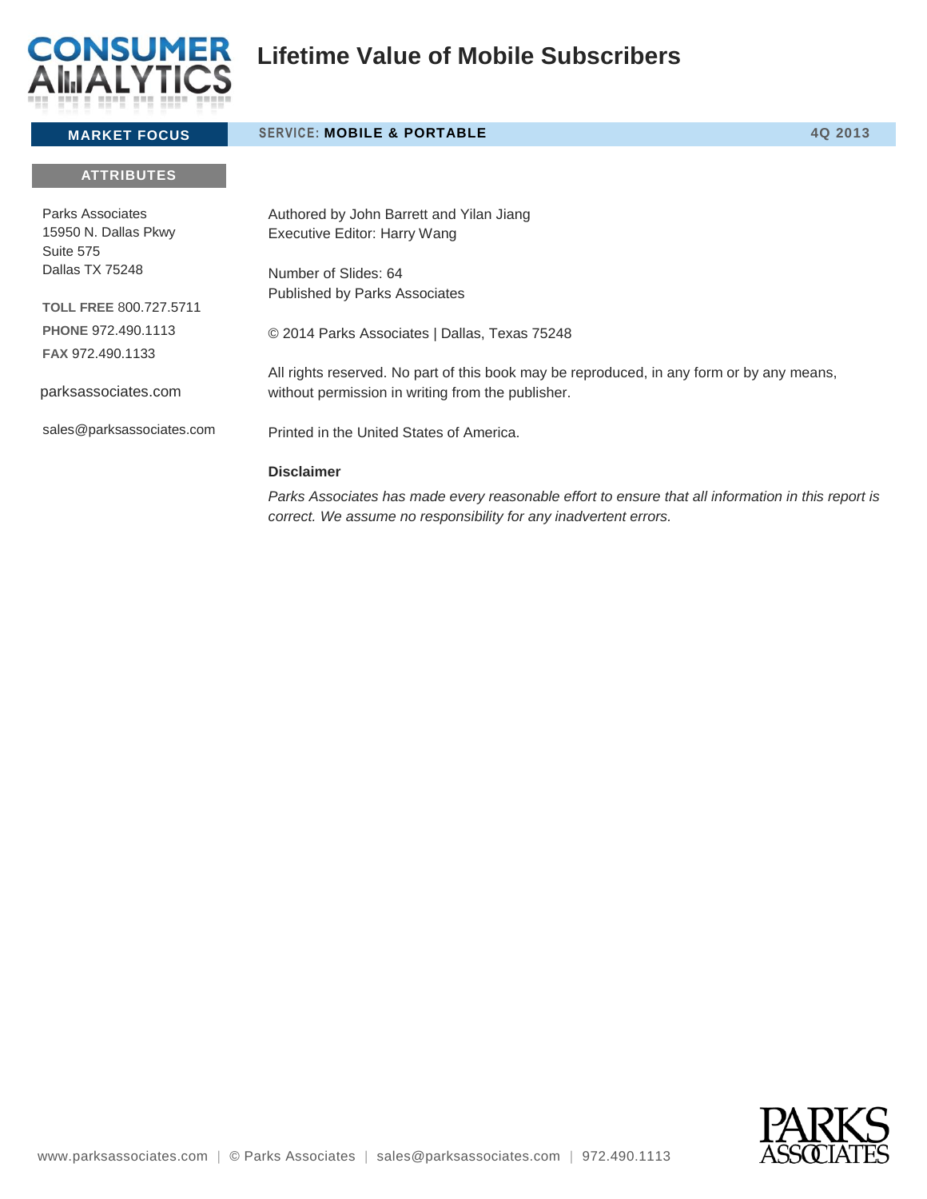CONSUMER ANALYTICS

# Lifetime Value of Mobile Subscribers

**MARKET FOCUS** | SERVICE: **MOBILE & PORTABLE** | **4Q 2013**

**ATTRIBUTES**

Parks Associates
15950 N. Dallas Pkwy
Suite 575
Dallas TX 75248

**TOLL FREE** 800.727.5711
**PHONE** 972.490.1113
**FAX** 972.490.1133

parksassociates.com

sales@parksassociates.com

Authored by John Barrett and Yilan Jiang
Executive Editor: Harry Wang

Number of Slides: 64
Published by Parks Associates

© 2014 Parks Associates | Dallas, Texas 75248

All rights reserved. No part of this book may be reproduced, in any form or by any means, without permission in writing from the publisher.

Printed in the United States of America.

**Disclaimer**

*Parks Associates has made every reasonable effort to ensure that all information in this report is correct. We assume no responsibility for any inadvertent errors.*